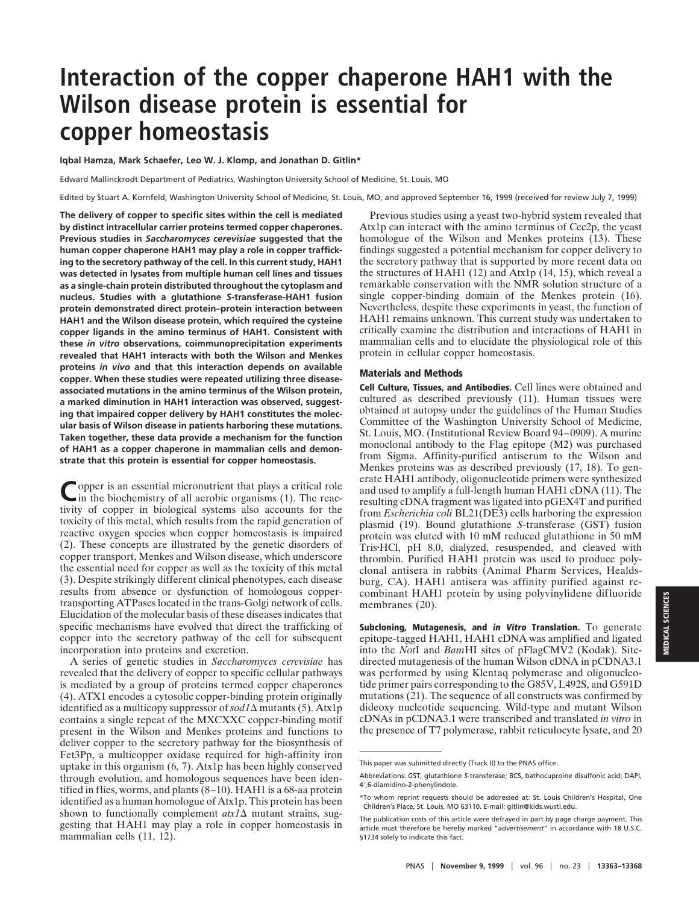# Interaction of the copper chaperone HAH1 with the Wilson disease protein is essential for copper homeostasis

**Iqbal Hamza, Mark Schaefer, Leo W. J. Klomp, and Jonathan D. Gitlin***

Edward Mallinckrodt Department of Pediatrics, Washington University School of Medicine, St. Louis, MO

Edited by Stuart A. Kornfeld, Washington University School of Medicine, St. Louis, MO, and approved September 16, 1999 (received for review July 7, 1999)

**The delivery of copper to specific sites within the cell is mediated by distinct intracellular carrier proteins termed copper chaperones. Previous studies in *Saccharomyces cerevisiae* suggested that the human copper chaperone HAH1 may play a role in copper trafficking to the secretory pathway of the cell. In this current study, HAH1 was detected in lysates from multiple human cell lines and tissues as a single-chain protein distributed throughout the cytoplasm and nucleus. Studies with a glutathione *S*-transferase-HAH1 fusion protein demonstrated direct protein–protein interaction between HAH1 and the Wilson disease protein, which required the cysteine copper ligands in the amino terminus of HAH1. Consistent with these *in vitro* observations, coimmunoprecipitation experiments revealed that HAH1 interacts with both the Wilson and Menkes proteins *in vivo* and that this interaction depends on available copper. When these studies were repeated utilizing three disease-associated mutations in the amino terminus of the Wilson protein, a marked diminution in HAH1 interaction was observed, suggesting that impaired copper delivery by HAH1 constitutes the molecular basis of Wilson disease in patients harboring these mutations. Taken together, these data provide a mechanism for the function of HAH1 as a copper chaperone in mammalian cells and demonstrate that this protein is essential for copper homeostasis.**

Copper is an essential micronutrient that plays a critical role in the biochemistry of all aerobic organisms (1). The reactivity of copper in biological systems also accounts for the toxicity of this metal, which results from the rapid generation of reactive oxygen species when copper homeostasis is impaired (2). These concepts are illustrated by the genetic disorders of copper transport, Menkes and Wilson disease, which underscore the essential need for copper as well as the toxicity of this metal (3). Despite strikingly different clinical phenotypes, each disease results from absence or dysfunction of homologous copper-transporting ATPases located in the trans-Golgi network of cells. Elucidation of the molecular basis of these diseases indicates that specific mechanisms have evolved that direct the trafficking of copper into the secretory pathway of the cell for subsequent incorporation into proteins and excretion.

A series of genetic studies in *Saccharomyces cerevisiae* has revealed that the delivery of copper to specific cellular pathways is mediated by a group of proteins termed copper chaperones (4). ATX1 encodes a cytosolic copper-binding protein originally identified as a multicopy suppressor of *sod1*Δ mutants (5). Atx1p contains a single repeat of the MXCXXC copper-binding motif present in the Wilson and Menkes proteins and functions to deliver copper to the secretory pathway for the biosynthesis of Fet3Pp, a multicopper oxidase required for high-affinity iron uptake in this organism (6, 7). Atx1p has been highly conserved through evolution, and homologous sequences have been identified in flies, worms, and plants (8–10). HAH1 is a 68-aa protein identified as a human homologue of Atx1p. This protein has been shown to functionally complement *atx1*Δ mutant strains, suggesting that HAH1 may play a role in copper homeostasis in mammalian cells (11, 12).

Previous studies using a yeast two-hybrid system revealed that Atx1p can interact with the amino terminus of Ccc2p, the yeast homologue of the Wilson and Menkes proteins (13). These findings suggested a potential mechanism for copper delivery to the secretory pathway that is supported by more recent data on the structures of HAH1 (12) and Atx1p (14, 15), which reveal a remarkable conservation with the NMR solution structure of a single copper-binding domain of the Menkes protein (16). Nevertheless, despite these experiments in yeast, the function of HAH1 remains unknown. This current study was undertaken to critically examine the distribution and interactions of HAH1 in mammalian cells and to elucidate the physiological role of this protein in cellular copper homeostasis.

## Materials and Methods

**Cell Culture, Tissues, and Antibodies.** Cell lines were obtained and cultured as described previously (11). Human tissues were obtained at autopsy under the guidelines of the Human Studies Committee of the Washington University School of Medicine, St. Louis, MO. (Institutional Review Board 94–0909). A murine monoclonal antibody to the Flag epitope (M2) was purchased from Sigma. Affinity-purified antiserum to the Wilson and Menkes proteins was as described previously (17, 18). To generate HAH1 antibody, oligonucleotide primers were synthesized and used to amplify a full-length human HAH1 cDNA (11). The resulting cDNA fragment was ligated into pGEX4T and purified from *Escherichia coli* BL21(DE3) cells harboring the expression plasmid (19). Bound glutathione *S*-transferase (GST) fusion protein was eluted with 10 mM reduced glutathione in 50 mM Tris·HCl, pH 8.0, dialyzed, resuspended, and cleaved with thrombin. Purified HAH1 protein was used to produce polyclonal antisera in rabbits (Animal Pharm Services, Healdsburg, CA). HAH1 antisera was affinity purified against recombinant HAH1 protein by using polyvinylidene difluoride membranes (20).

**Subcloning, Mutagenesis, and *in Vitro* Translation.** To generate epitope-tagged HAH1, HAH1 cDNA was amplified and ligated into the *Not*I and *Bam*HI sites of pFlagCMV2 (Kodak). Site-directed mutagenesis of the human Wilson cDNA in pCDNA3.1 was performed by using Klentaq polymerase and oligonucleotide primer pairs corresponding to the G85V, L492S, and G591D mutations (21). The sequence of all constructs was confirmed by dideoxy nucleotide sequencing. Wild-type and mutant Wilson cDNAs in pCDNA3.1 were transcribed and translated *in vitro* in the presence of T7 polymerase, rabbit reticulocyte lysate, and 20

This paper was submitted directly (Track II) to the PNAS office.

Abbreviations: GST, glutathione *S*-transferase; BCS, bathocuproine disulfonic acid; DAPI, 4′,6-diamidino-2-phenylindole.

*To whom reprint requests should be addressed at: St. Louis Children's Hospital, One Children's Place, St. Louis, MO 63110. E-mail: gitlin@kids.wustl.edu.

The publication costs of this article were defrayed in part by page charge payment. This article must therefore be hereby marked "*advertisement*" in accordance with 18 U.S.C. §1734 solely to indicate this fact.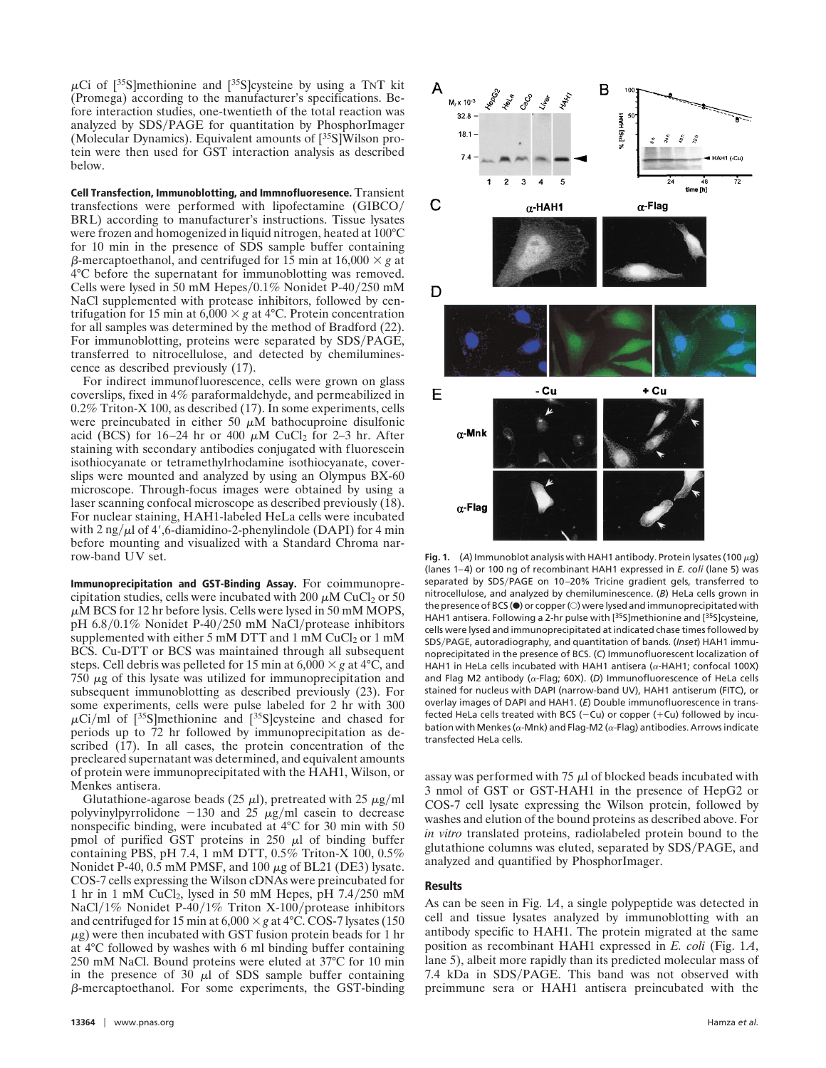μCi of [$^{35}$S]methionine and [$^{35}$S]cysteine by using a TNT kit (Promega) according to the manufacturer's specifications. Before interaction studies, one-twentieth of the total reaction was analyzed by SDS/PAGE for quantitation by PhosphorImager (Molecular Dynamics). Equivalent amounts of [$^{35}$S]Wilson protein were then used for GST interaction analysis as described below.

**Cell Transfection, Immunoblotting, and Immnofluoresence.** Transient transfections were performed with lipofectamine (GIBCO/BRL) according to manufacturer's instructions. Tissue lysates were frozen and homogenized in liquid nitrogen, heated at 100°C for 10 min in the presence of SDS sample buffer containing β-mercaptoethanol, and centrifuged for 15 min at 16,000 × *g* at 4°C before the supernatant for immunoblotting was removed. Cells were lysed in 50 mM Hepes/0.1% Nonidet P-40/250 mM NaCl supplemented with protease inhibitors, followed by centrifugation for 15 min at 6,000 × *g* at 4°C. Protein concentration for all samples was determined by the method of Bradford (22). For immunoblotting, proteins were separated by SDS/PAGE, transferred to nitrocellulose, and detected by chemiluminescence as described previously (17).

For indirect immunofluorescence, cells were grown on glass coverslips, fixed in 4% paraformaldehyde, and permeablized in 0.2% Triton-X 100, as described (17). In some experiments, cells were preincubated in either 50 μM bathocuproine disulfonic acid (BCS) for 16–24 hr or 400 μM $CuCl_2$ for 2–3 hr. After staining with secondary antibodies conjugated with fluorescein isothiocyanate or tetramethylrhodamine isothiocyanate, coverslips were mounted and analyzed by using an Olympus BX-60 microscope. Through-focus images were obtained by using a laser scanning confocal microscope as described previously (18). For nuclear staining, HAH1-labeled HeLa cells were incubated with 2 ng/μl of 4′,6-diamidino-2-phenylindole (DAPI) for 4 min before mounting and visualized with a Standard Chroma narrow-band UV set.

**Immunoprecipitation and GST-Binding Assay.** For coimmunoprecipitation studies, cells were incubated with 200 μM $CuCl_2$ or 50 μM BCS for 12 hr before lysis. Cells were lysed in 50 mM MOPS, pH 6.8/0.1% Nonidet P-40/250 mM NaCl/protease inhibitors supplemented with either 5 mM DTT and 1 mM $CuCl_2$ or 1 mM BCS. Cu-DTT or BCS was maintained through all subsequent steps. Cell debris was pelleted for 15 min at 6,000 × *g* at 4°C, and 750 μg of this lysate was utilized for immunoprecipitation and subsequent immunoblotting as described previously (23). For some experiments, cells were pulse labeled for 2 hr with 300 μCi/ml of [$^{35}$S]methionine and [$^{35}$S]cysteine and chased for periods up to 72 hr followed by immunoprecipitation as described (17). In all cases, the protein concentration of the precleared supernatant was determined, and equivalent amounts of protein were immunoprecipitated with the HAH1, Wilson, or Menkes antisera.

Glutathione-agarose beads (25 μl), pretreated with 25 μg/ml polyvinylpyrrolidone −130 and 25 μg/ml casein to decrease nonspecific binding, were incubated at 4°C for 30 min with 50 pmol of purified GST proteins in 250 μl of binding buffer containing PBS, pH 7.4, 1 mM DTT, 0.5% Triton-X 100, 0.5% Nonidet P-40, 0.5 mM PMSF, and 100 μg of BL21 (DE3) lysate. COS-7 cells expressing the Wilson cDNAs were preincubated for 1 hr in 1 mM $CuCl_2$, lysed in 50 mM Hepes, pH 7.4/250 mM NaCl/1% Nonidet P-40/1% Triton X-100/protease inhibitors and centrifuged for 15 min at 6,000 × *g* at 4°C. COS-7 lysates (150 μg) were then incubated with GST fusion protein beads for 1 hr at 4°C followed by washes with 6 ml binding buffer containing 250 mM NaCl. Bound proteins were eluted at 37°C for 10 min in the presence of 30 μl of SDS sample buffer containing β-mercaptoethanol. For some experiments, the GST-binding assay was performed with 75 μl of blocked beads incubated with 3 nmol of GST or GST-HAH1 in the presence of HepG2 or COS-7 cell lysate expressing the Wilson protein, followed by washes and elution of the bound proteins as described above. For *in vitro* translated proteins, radiolabeled protein bound to the glutathione columns was eluted, separated by SDS/PAGE, and analyzed and quantified by PhosphorImager.

## Results

As can be seen in Fig. 1*A*, a single polypeptide was detected in cell and tissue lysates analyzed by immunoblotting with an antibody specific to HAH1. The protein migrated at the same position as recombinant HAH1 expressed in *E. coli* (Fig. 1*A*, lane 5), albeit more rapidly than its predicted molecular mass of 7.4 kDa in SDS/PAGE. This band was not observed with preimmune sera or HAH1 antisera preincubated with the

**Fig. 1.** (*A*) Immunoblot analysis with HAH1 antibody. Protein lysates (100 μg) (lanes 1–4) or 100 ng of recombinant HAH1 expressed in *E. coli* (lane 5) was separated by SDS/PAGE on 10–20% Tricine gradient gels, transferred to nitrocellulose, and analyzed by chemiluminescence. (*B*) HeLa cells grown in the presence of BCS (●) or copper (○) were lysed and immunoprecipitated with HAH1 antisera. Following a 2-hr pulse with [$^{35}$S]methionine and [$^{35}$S]cysteine, cells were lysed and immunoprecipitated at indicated chase times followed by SDS/PAGE, autoradiography, and quantitation of bands. (*Inset*) HAH1 immunoprecipitated in the presence of BCS. (*C*) Immunofluorescent localization of HAH1 in HeLa cells incubated with HAH1 antisera (α-HAH1; confocal 100X) and Flag M2 antibody (α-Flag; 60X). (*D*) Immunofluorescence of HeLa cells stained for nucleus with DAPI (narrow-band UV), HAH1 antiserum (FITC), or overlay images of DAPI and HAH1. (*E*) Double immunofluorescence in transfected HeLa cells treated with BCS (−Cu) or copper (+Cu) followed by incubation with Menkes (α-Mnk) and Flag-M2 (α-Flag) antibodies. Arrows indicate transfected HeLa cells.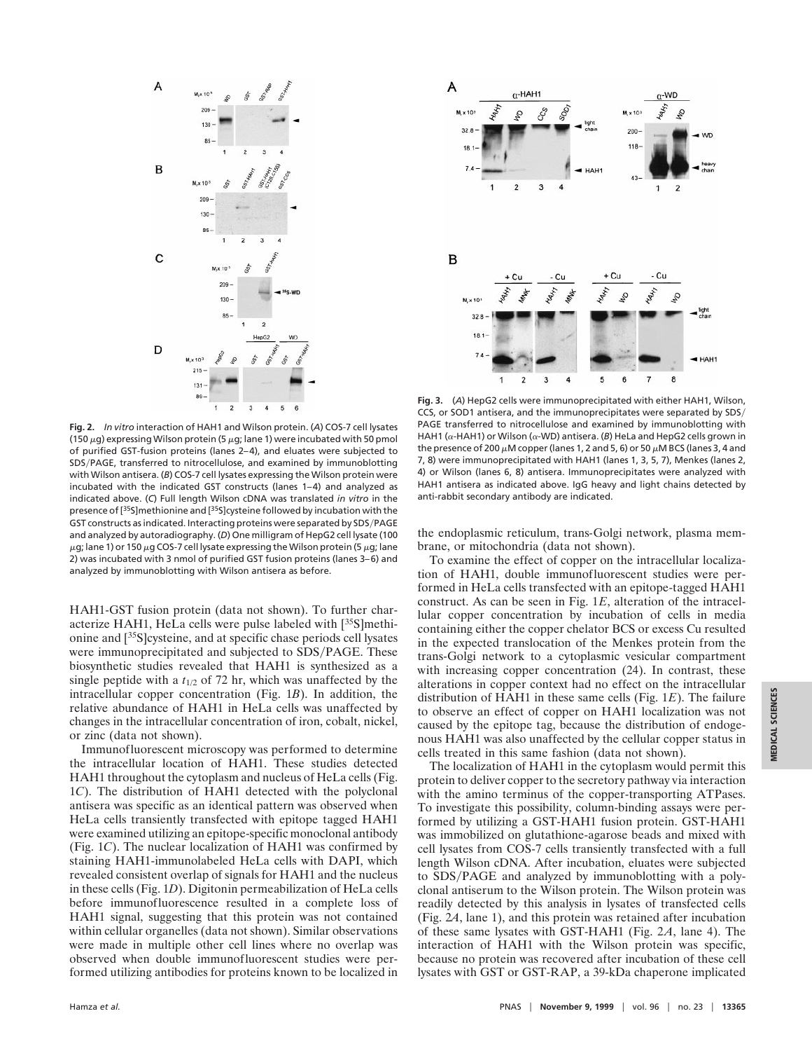**Fig. 2.** *In vitro* interaction of HAH1 and Wilson protein. (*A*) COS-7 cell lysates (150 μg) expressing Wilson protein (5 μg; lane 1) were incubated with 50 pmol of purified GST-fusion proteins (lanes 2–4), and eluates were subjected to SDS/PAGE, transferred to nitrocellulose, and examined by immunoblotting with Wilson antisera. (*B*) COS-7 cell lysates expressing the Wilson protein were incubated with the indicated GST constructs (lanes 1–4) and analyzed as indicated above. (*C*) Full length Wilson cDNA was translated *in vitro* in the presence of [$^{35}$S]methionine and [$^{35}$S]cysteine followed by incubation with the GST constructs as indicated. Interacting proteins were separated by SDS/PAGE and analyzed by autoradiography. (*D*) One milligram of HepG2 cell lysate (100 μg; lane 1) or 150 μg COS-7 cell lysate expressing the Wilson protein (5 μg; lane 2) was incubated with 3 nmol of purified GST fusion proteins (lanes 3–6) and analyzed by immunoblotting with Wilson antisera as before.

**Fig. 3.** (*A*) HepG2 cells were immunoprecipitated with either HAH1, Wilson, CCS, or SOD1 antisera, and the immunoprecipitates were separated by SDS/PAGE transferred to nitrocellulose and examined by immunoblotting with HAH1 (α-HAH1) or Wilson (α-WD) antisera. (*B*) HeLa and HepG2 cells grown in the presence of 200 μM copper (lanes 1, 2 and 5, 6) or 50 μM BCS (lanes 3, 4 and 7, 8) were immunoprecipitated with HAH1 (lanes 1, 3, 5, 7), Menkes (lanes 2, 4) or Wilson (lanes 6, 8) antisera. Immunoprecipitates were analyzed with HAH1 antisera as indicated above. IgG heavy and light chains detected by anti-rabbit secondary antibody are indicated.

HAH1-GST fusion protein (data not shown). To further characterize HAH1, HeLa cells were pulse labeled with [$^{35}$S]methionine and [$^{35}$S]cysteine, and at specific chase periods cell lysates were immunoprecipitated and subjected to SDS/PAGE. These biosynthetic studies revealed that HAH1 is synthesized as a single peptide with a $t_{1/2}$ of 72 hr, which was unaffected by the intracellular copper concentration (Fig. 1*B*). In addition, the relative abundance of HAH1 in HeLa cells was unaffected by changes in the intracellular concentration of iron, cobalt, nickel, or zinc (data not shown).

Immunofluorescent microscopy was performed to determine the intracellular location of HAH1. These studies detected HAH1 throughout the cytoplasm and nucleus of HeLa cells (Fig. 1*C*). The distribution of HAH1 detected with the polyclonal antisera was specific as an identical pattern was observed when HeLa cells transiently transfected with epitope tagged HAH1 were examined utilizing an epitope-specific monoclonal antibody (Fig. 1*C*). The nuclear localization of HAH1 was confirmed by staining HAH1-immunolabeled HeLa cells with DAPI, which revealed consistent overlap of signals for HAH1 and the nucleus in these cells (Fig. 1*D*). Digitonin permeabilization of HeLa cells before immunofluorescence resulted in a complete loss of HAH1 signal, suggesting that this protein was not contained within cellular organelles (data not shown). Similar observations were made in multiple other cell lines where no overlap was observed when double immunofluorescent studies were performed utilizing antibodies for proteins known to be localized in the endoplasmic reticulum, trans-Golgi network, plasma membrane, or mitochondria (data not shown).

To examine the effect of copper on the intracellular localization of HAH1, double immunofluorescent studies were performed in HeLa cells transfected with an epitope-tagged HAH1 construct. As can be seen in Fig. 1*E*, alteration of the intracellular copper concentration by incubation of cells in media containing either the copper chelator BCS or excess Cu resulted in the expected translocation of the Menkes protein from the trans-Golgi network to a cytoplasmic vesicular compartment with increasing copper concentration (24). In contrast, these alterations in copper context had no effect on the intracellular distribution of HAH1 in these same cells (Fig. 1*E*). The failure to observe an effect of copper on HAH1 localization was not caused by the epitope tag, because the distribution of endogenous HAH1 was also unaffected by the cellular copper status in cells treated in this same fashion (data not shown).

The localization of HAH1 in the cytoplasm would permit this protein to deliver copper to the secretory pathway via interaction with the amino terminus of the copper-transporting ATPases. To investigate this possibility, column-binding assays were performed by utilizing a GST-HAH1 fusion protein. GST-HAH1 was immobilized on glutathione-agarose beads and mixed with cell lysates from COS-7 cells transiently transfected with a full length Wilson cDNA. After incubation, eluates were subjected to SDS/PAGE and analyzed by immunoblotting with a polyclonal antiserum to the Wilson protein. The Wilson protein was readily detected by this analysis in lysates of transfected cells (Fig. 2*A*, lane 1), and this protein was retained after incubation of these same lysates with GST-HAH1 (Fig. 2*A*, lane 4). The interaction of HAH1 with the Wilson protein was specific, because no protein was recovered after incubation of these cell lysates with GST or GST-RAP, a 39-kDa chaperone implicated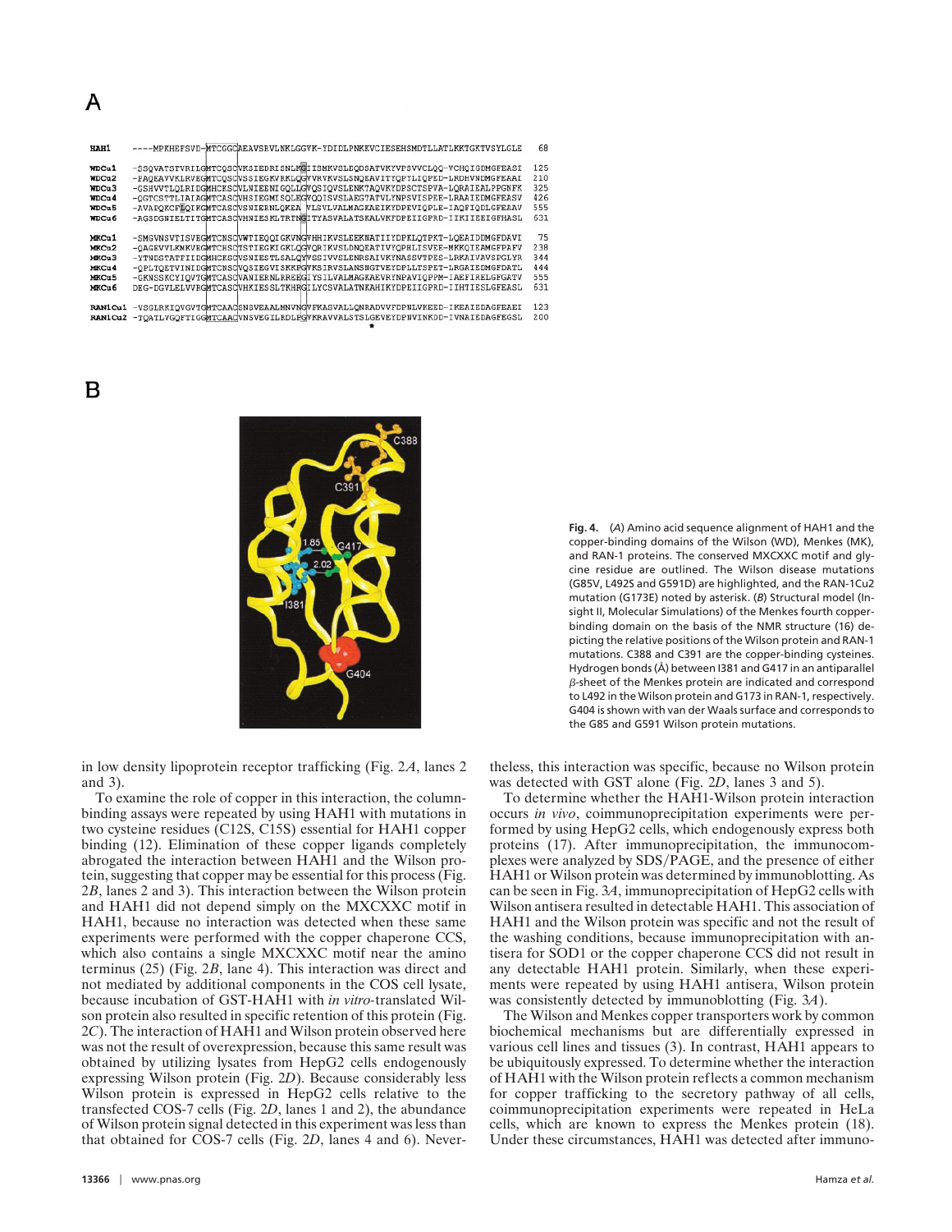**A**

```
HAH1     ----MPKHEFSVD-MTCGGCAEAVSRVLNKLGGVK-YDIDLPNKKVCIESEHSMDTLLATLKKTGKTVSYLGLE   68

WDCu1    -SSQVATSTVRILGMTCQSCVKSIEDRISNLKGIISMKVSLEQGSATVKYVPSVVCLQQ-VCHQIGDMGFEASI  125
WDCu2    -PAQEAVVKLRVEGMTCQSCVSSIEGKVRKLQGVVRVKVSLSNQEAVITYQPYLIQPED-LRDHVNDMGFEAAI  210
WDCu3    -GSHVVTLQLRIDGMHCKSCVLNIEENIGQLLGVQSIQVSLENKTAQVKYDPSCTSPVA-LQRAIEALPPGNFK  325
WDCu4    -QGTCSTTLIAIAGMTCASCVHSIEGMISQLEGVQQISVSLAEGTATVLYNPSVISPEE-LRAAIEDMGFEASV  426
WDCu5    -AVAPQKCFLQIKGMTCASCVSNIERNLQKEAVLSVLVALMAGKAEIKYDPEVIQPLE-IAQFIQDLGFEAAV  555
WDCu6    -AGSDGNIELTITGMTCASCVHNIESKLTRTNGITYASVALATSKALVKFDPEIIGPRD-IIKIIEEIGFHASL  631

MKCu1    -SMGVNSVTISVEGMTCNSCVWTIEQQIGKVNGVHHIKVSLEEKNATIIYDPKLQTPKT-LQEAIDDMGFDAVI   75
MKCu2    -QAGEVVLKMKVEGMTCHSCTSTIEGKIGKLQGVQRIKVSLDNQEATIVYQPHLISVEE-MKKQIEAMGFPAFV  238
MKCu3    -YTNDSTATFIIDGMHCKSCVSNIESTLSALQYVSSIVVSLENRSAIVKYNASSVTPES-LRKAIVAVSPGLYR  344
MKCu4    -QPLTQETVINIDGMTCNSCVQSIEGVISKKPGVKSIRVSLANSNGTVEYDPLLTSPET-LRGAIEDMGFDATL  444
MKCu5    -GKNSSKCYIQVTGMTCASCVANIERNLRREEGIYSILVALMAGKAEVRYNPAVIQPPM-IAEFIRELGFGATV  555
MKCu6    DEG-DGVLELVVRGMTCASCVHKIESSLTKHRGILYCSVALATNKAHIKYDPEIIGPRD-IIHTIESLGFEASL  631

RAN1Cu1  -VSGLRKIQVGVTGMTCAACSNSVEAALMNVNGVFKASVALLQNRADVVFDPNLVKEED-IKEAIEDAGFEAEI  123
RAN1Cu2  -TQATLVGQFTIGGMTCAACVNSVEGILRDLPGVKRAVVALSTSLGEVEYDPNVINKDD-IVNAIEDAGFEGSL  200
                                              *
```

**B**

**Fig. 4.** (*A*) Amino acid sequence alignment of HAH1 and the copper-binding domains of the Wilson (WD), Menkes (MK), and RAN-1 proteins. The conserved MXCXXC motif and glycine residue are outlined. The Wilson disease mutations (G85V, L492S and G591D) are highlighted, and the RAN-1Cu2 mutation (G173E) noted by asterisk. (*B*) Structural model (Insight II, Molecular Simulations) of the Menkes fourth copper-binding domain on the basis of the NMR structure (16) depicting the relative positions of the Wilson protein and RAN-1 mutations. C388 and C391 are the copper-binding cysteines. Hydrogen bonds (Å) between I381 and G417 in an antiparallel β-sheet of the Menkes protein are indicated and correspond to L492 in the Wilson protein and G173 in RAN-1, respectively. G404 is shown with van der Waals surface and corresponds to the G85 and G591 Wilson protein mutations.

in low density lipoprotein receptor trafficking (Fig. 2*A*, lanes 2 and 3).

To examine the role of copper in this interaction, the column-binding assays were repeated by using HAH1 with mutations in two cysteine residues (C12S, C15S) essential for HAH1 copper binding (12). Elimination of these copper ligands completely abrogated the interaction between HAH1 and the Wilson protein, suggesting that copper may be essential for this process (Fig. 2*B*, lanes 2 and 3). This interaction between the Wilson protein and HAH1 did not depend simply on the MXCXXC motif in HAH1, because no interaction was detected when these same experiments were performed with the copper chaperone CCS, which also contains a single MXCXXC motif near the amino terminus (25) (Fig. 2*B*, lane 4). This interaction was direct and not mediated by additional components in the COS cell lysate, because incubation of GST-HAH1 with *in vitro*-translated Wilson protein also resulted in specific retention of this protein (Fig. 2*C*). The interaction of HAH1 and Wilson protein observed here was not the result of overexpression, because this same result was obtained by utilizing lysates from HepG2 cells endogenously expressing Wilson protein (Fig. 2*D*). Because considerably less Wilson protein is expressed in HepG2 cells relative to the transfected COS-7 cells (Fig. 2*D*, lanes 1 and 2), the abundance of Wilson protein signal detected in this experiment was less than that obtained for COS-7 cells (Fig. 2*D*, lanes 4 and 6). Nevertheless, this interaction was specific, because no Wilson protein was detected with GST alone (Fig. 2*D*, lanes 3 and 5).

To determine whether the HAH1-Wilson protein interaction occurs *in vivo*, coimmunoprecipitation experiments were performed by using HepG2 cells, which endogenously express both proteins (17). After immunoprecipitation, the immunocomplexes were analyzed by SDS/PAGE, and the presence of either HAH1 or Wilson protein was determined by immunoblotting. As can be seen in Fig. 3*A*, immunoprecipitation of HepG2 cells with Wilson antisera resulted in detectable HAH1. This association of HAH1 and the Wilson protein was specific and not the result of the washing conditions, because immunoprecipitation with antisera for SOD1 or the copper chaperone CCS did not result in any detectable HAH1 protein. Similarly, when these experiments were repeated by using HAH1 antisera, Wilson protein was consistently detected by immunoblotting (Fig. 3*A*).

The Wilson and Menkes copper transporters work by common biochemical mechanisms but are differentially expressed in various cell lines and tissues (3). In contrast, HAH1 appears to be ubiquitously expressed. To determine whether the interaction of HAH1 with the Wilson protein reflects a common mechanism for copper trafficking to the secretory pathway of all cells, coimmunoprecipitation experiments were repeated in HeLa cells, which are known to express the Menkes protein (18). Under these circumstances, HAH1 was detected after immuno-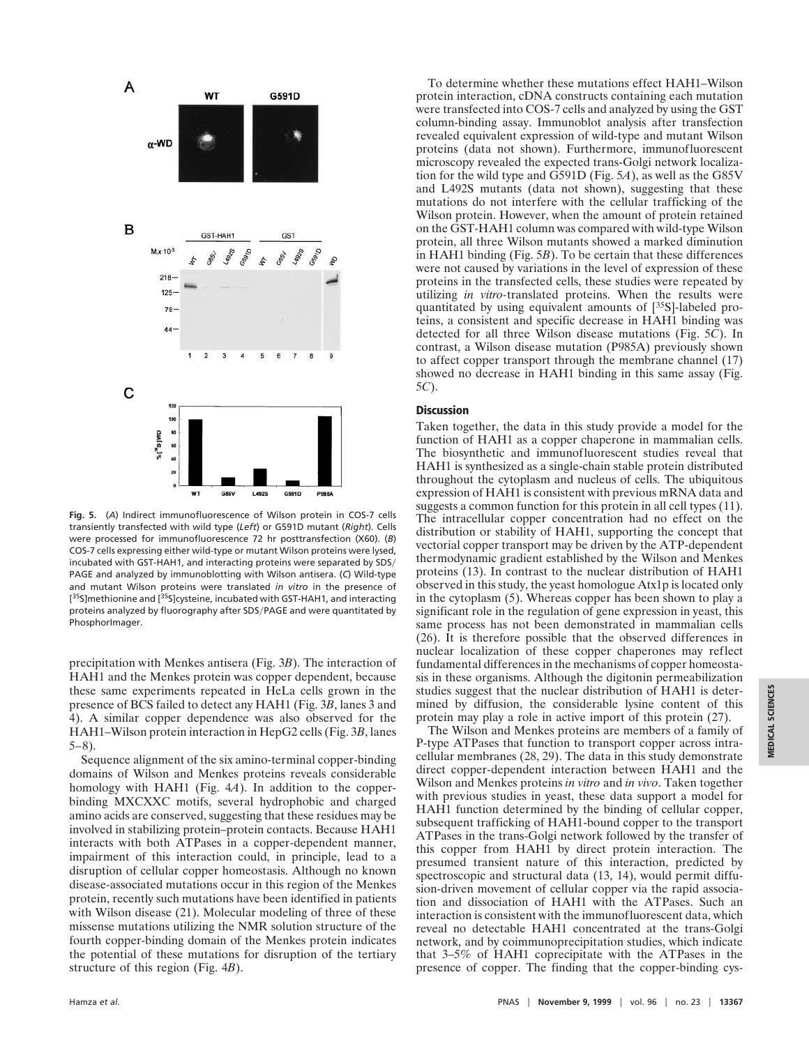A

WT G591D

α-WD

B

GST-HAH1 GST

M$_r$ x 10$^3$

WT G85V L492S G591D WT G85V L492S G591D WD

218—

125—

78—

44—

1 2 3 4 5 6 7 8 9

C

120

100

80

60

40

20

0

%[$^{35}$S]WD

WT G85V L492S G591D P985A

**Fig. 5.** (*A*) Indirect immunofluorescence of Wilson protein in COS-7 cells transiently transfected with wild type (*Left*) or G591D mutant (*Right*). Cells were processed for immunofluorescence 72 hr posttransfection (X60). (*B*) COS-7 cells expressing either wild-type or mutant Wilson proteins were lysed, incubated with GST-HAH1, and interacting proteins were separated by SDS/PAGE and analyzed by immunoblotting with Wilson antisera. (*C*) Wild-type and mutant Wilson proteins were translated *in vitro* in the presence of [$^{35}$S]methionine and [$^{35}$S]cysteine, incubated with GST-HAH1, and interacting proteins analyzed by fluorography after SDS/PAGE and were quantitated by PhosphorImager.

precipitation with Menkes antisera (Fig. 3*B*). The interaction of HAH1 and the Menkes protein was copper dependent, because these same experiments repeated in HeLa cells grown in the presence of BCS failed to detect any HAH1 (Fig. 3*B*, lanes 3 and 4). A similar copper dependence was also observed for the HAH1–Wilson protein interaction in HepG2 cells (Fig. 3*B*, lanes 5–8).

Sequence alignment of the six amino-terminal copper-binding domains of Wilson and Menkes proteins reveals considerable homology with HAH1 (Fig. 4*A*). In addition to the copper-binding MXCXXC motifs, several hydrophobic and charged amino acids are conserved, suggesting that these residues may be involved in stabilizing protein–protein contacts. Because HAH1 interacts with both ATPases in a copper-dependent manner, impairment of this interaction could, in principle, lead to a disruption of cellular copper homeostasis. Although no known disease-associated mutations occur in this region of the Menkes protein, recently such mutations have been identified in patients with Wilson disease (21). Molecular modeling of three of these missense mutations utilizing the NMR solution structure of the fourth copper-binding domain of the Menkes protein indicates the potential of these mutations for disruption of the tertiary structure of this region (Fig. 4*B*).

To determine whether these mutations effect HAH1–Wilson protein interaction, cDNA constructs containing each mutation were transfected into COS-7 cells and analyzed by using the GST column-binding assay. Immunoblot analysis after transfection revealed equivalent expression of wild-type and mutant Wilson proteins (data not shown). Furthermore, immunofluorescent microscopy revealed the expected trans-Golgi network localization for the wild type and G591D (Fig. 5*A*), as well as the G85V and L492S mutants (data not shown), suggesting that these mutations do not interfere with the cellular trafficking of the Wilson protein. However, when the amount of protein retained on the GST-HAH1 column was compared with wild-type Wilson protein, all three Wilson mutants showed a marked diminution in HAH1 binding (Fig. 5*B*). To be certain that these differences were not caused by variations in the level of expression of these proteins in the transfected cells, these studies were repeated by utilizing *in vitro*-translated proteins. When the results were quantitated by using equivalent amounts of [$^{35}$S]-labeled proteins, a consistent and specific decrease in HAH1 binding was detected for all three Wilson disease mutations (Fig. 5*C*). In contrast, a Wilson disease mutation (P985A) previously shown to affect copper transport through the membrane channel (17) showed no decrease in HAH1 binding in this same assay (Fig. 5*C*).

## Discussion

Taken together, the data in this study provide a model for the function of HAH1 as a copper chaperone in mammalian cells. The biosynthetic and immunofluorescent studies reveal that HAH1 is synthesized as a single-chain stable protein distributed throughout the cytoplasm and nucleus of cells. The ubiquitous expression of HAH1 is consistent with previous mRNA data and suggests a common function for this protein in all cell types (11). The intracellular copper concentration had no effect on the distribution or stability of HAH1, supporting the concept that vectorial copper transport may be driven by the ATP-dependent thermodynamic gradient established by the Wilson and Menkes proteins (13). In contrast to the nuclear distribution of HAH1 observed in this study, the yeast homologue Atx1p is located only in the cytoplasm (5). Whereas copper has been shown to play a significant role in the regulation of gene expression in yeast, this same process has not been demonstrated in mammalian cells (26). It is therefore possible that the observed differences in nuclear localization of these copper chaperones may reflect fundamental differences in the mechanisms of copper homeostasis in these organisms. Although the digitonin permeabilization studies suggest that the nuclear distribution of HAH1 is determined by diffusion, the considerable lysine content of this protein may play a role in active import of this protein (27).

The Wilson and Menkes proteins are members of a family of P-type ATPases that function to transport copper across intracellular membranes (28, 29). The data in this study demonstrate direct copper-dependent interaction between HAH1 and the Wilson and Menkes proteins *in vitro* and *in vivo*. Taken together with previous studies in yeast, these data support a model for HAH1 function determined by the binding of cellular copper, subsequent trafficking of HAH1-bound copper to the transport ATPases in the trans-Golgi network followed by the transfer of this copper from HAH1 by direct protein interaction. The presumed transient nature of this interaction, predicted by spectroscopic and structural data (13, 14), would permit diffusion-driven movement of cellular copper via the rapid association and dissociation of HAH1 with the ATPases. Such an interaction is consistent with the immunofluorescent data, which reveal no detectable HAH1 concentrated at the trans-Golgi network, and by coimmunoprecipitation studies, which indicate that 3–5% of HAH1 coprecipitate with the ATPases in the presence of copper. The finding that the copper-binding cys-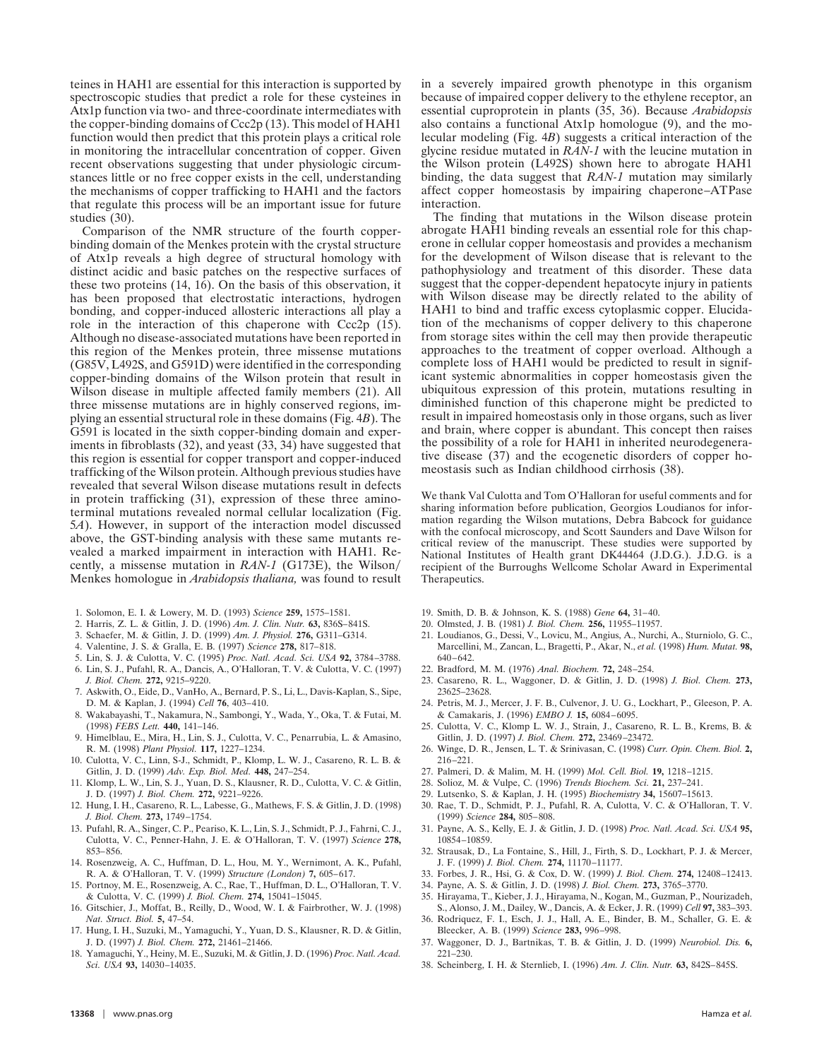teines in HAH1 are essential for this interaction is supported by spectroscopic studies that predict a role for these cysteines in Atx1p function via two- and three-coordinate intermediates with the copper-binding domains of Ccc2p (13). This model of HAH1 function would then predict that this protein plays a critical role in monitoring the intracellular concentration of copper. Given recent observations suggesting that under physiologic circumstances little or no free copper exists in the cell, understanding the mechanisms of copper trafficking to HAH1 and the factors that regulate this process will be an important issue for future studies (30).

Comparison of the NMR structure of the fourth copper-binding domain of the Menkes protein with the crystal structure of Atx1p reveals a high degree of structural homology with distinct acidic and basic patches on the respective surfaces of these two proteins (14, 16). On the basis of this observation, it has been proposed that electrostatic interactions, hydrogen bonding, and copper-induced allosteric interactions all play a role in the interaction of this chaperone with Ccc2p (15). Although no disease-associated mutations have been reported in this region of the Menkes protein, three missense mutations (G85V, L492S, and G591D) were identified in the corresponding copper-binding domains of the Wilson protein that result in Wilson disease in multiple affected family members (21). All three missense mutations are in highly conserved regions, implying an essential structural role in these domains (Fig. 4*B*). The G591 is located in the sixth copper-binding domain and experiments in fibroblasts (32), and yeast (33, 34) have suggested that this region is essential for copper transport and copper-induced trafficking of the Wilson protein. Although previous studies have revealed that several Wilson disease mutations result in defects in protein trafficking (31), expression of these three amino-terminal mutations revealed normal cellular localization (Fig. 5*A*). However, in support of the interaction model discussed above, the GST-binding analysis with these same mutants revealed a marked impairment in interaction with HAH1. Recently, a missense mutation in *RAN-1* (G173E), the Wilson/Menkes homologue in *Arabidopsis thaliana,* was found to result in a severely impaired growth phenotype in this organism because of impaired copper delivery to the ethylene receptor, an essential cuproprotein in plants (35, 36). Because *Arabidopsis* also contains a functional Atx1p homologue (9), and the molecular modeling (Fig. 4*B*) suggests a critical interaction of the glycine residue mutated in *RAN-1* with the leucine mutation in the Wilson protein (L492S) shown here to abrogate HAH1 binding, the data suggest that *RAN-1* mutation may similarly affect copper homeostasis by impairing chaperone–ATPase interaction.

The finding that mutations in the Wilson disease protein abrogate HAH1 binding reveals an essential role for this chaperone in cellular copper homeostasis and provides a mechanism for the development of Wilson disease that is relevant to the pathophysiology and treatment of this disorder. These data suggest that the copper-dependent hepatocyte injury in patients with Wilson disease may be directly related to the ability of HAH1 to bind and traffic excess cytoplasmic copper. Elucidation of the mechanisms of copper delivery to this chaperone from storage sites within the cell may then provide therapeutic approaches to the treatment of copper overload. Although a complete loss of HAH1 would be predicted to result in significant systemic abnormalities in copper homeostasis given the ubiquitous expression of this protein, mutations resulting in diminished function of this chaperone might be predicted to result in impaired homeostasis only in those organs, such as liver and brain, where copper is abundant. This concept then raises the possibility of a role for HAH1 in inherited neurodegenerative disease (37) and the ecogenetic disorders of copper homeostasis such as Indian childhood cirrhosis (38).

We thank Val Culotta and Tom O'Halloran for useful comments and for sharing information before publication, Georgios Loudianos for information regarding the Wilson mutations, Debra Babcock for guidance with the confocal microscopy, and Scott Saunders and Dave Wilson for critical review of the manuscript. These studies were supported by National Institutes of Health grant DK44464 (J.D.G.). J.D.G. is a recipient of the Burroughs Wellcome Scholar Award in Experimental Therapeutics.

1. Solomon, E. I. & Lowery, M. D. (1993) *Science* **259,** 1575–1581.
2. Harris, Z. L. & Gitlin, J. D. (1996) *Am. J. Clin. Nutr.* **63,** 836S–841S.
3. Schaefer, M. & Gitlin, J. D. (1999) *Am. J. Physiol.* **276,** G311–G314.
4. Valentine, J. S. & Gralla, E. B. (1997) *Science* **278,** 817–818.
5. Lin, S. J. & Culotta, V. C. (1995) *Proc. Natl. Acad. Sci. USA* **92,** 3784–3788.
6. Lin, S. J., Pufahl, R. A., Dancis, A., O'Halloran, T. V. & Culotta, V. C. (1997) *J. Biol. Chem.* **272,** 9215–9220.
7. Askwith, O., Eide, D., VanHo, A., Bernard, P. S., Li, L., Davis-Kaplan, S., Sipe, D. M. & Kaplan, J. (1994) *Cell* **76**, 403–410.
8. Wakabayashi, T., Nakamura, N., Sambongi, Y., Wada, Y., Oka, T. & Futai, M. (1998) *FEBS Lett.* **440,** 141–146.
9. Himelblau, E., Mira, H., Lin, S. J., Culotta, V. C., Penarrubia, L. & Amasino, R. M. (1998) *Plant Physiol.* **117,** 1227–1234.
10. Culotta, V. C., Linn, S-J., Schmidt, P., Klomp, L. W. J., Casareno, R. L. B. & Gitlin, J. D. (1999) *Adv. Exp. Biol. Med.* **448,** 247–254.
11. Klomp, L. W., Lin, S. J., Yuan, D. S., Klausner, R. D., Culotta, V. C. & Gitlin, J. D. (1997) *J. Biol. Chem.* **272,** 9221–9226.
12. Hung, I. H., Casareno, R. L., Labesse, G., Mathews, F. S. & Gitlin, J. D. (1998) *J. Biol. Chem.* **273,** 1749–1754.
13. Pufahl, R. A., Singer, C. P., Peariso, K. L., Lin, S. J., Schmidt, P. J., Fahrni, C. J., Culotta, V. C., Penner-Hahn, J. E. & O'Halloran, T. V. (1997) *Science* **278,** 853–856.
14. Rosenzweig, A. C., Huffman, D. L., Hou, M. Y., Wernimont, A. K., Pufahl, R. A. & O'Halloran, T. V. (1999) *Structure (London)* **7,** 605–617.
15. Portnoy, M. E., Rosenzweig, A. C., Rae, T., Huffman, D. L., O'Halloran, T. V. & Culotta, V. C. (1999) *J. Biol. Chem.* **274,** 15041–15045.
16. Gitschier, J., Moffat, B., Reilly, D., Wood, W. I. & Fairbrother, W. J. (1998) *Nat. Struct. Biol.* **5,** 47–54.
17. Hung, I. H., Suzuki, M., Yamaguchi, Y., Yuan, D. S., Klausner, R. D. & Gitlin, J. D. (1997) *J. Biol. Chem.* **272,** 21461–21466.
18. Yamaguchi, Y., Heiny, M. E., Suzuki, M. & Gitlin, J. D. (1996) *Proc. Natl. Acad. Sci. USA* **93,** 14030–14035.
19. Smith, D. B. & Johnson, K. S. (1988) *Gene* **64,** 31–40.
20. Olmsted, J. B. (1981) *J. Biol. Chem.* **256,** 11955–11957.
21. Loudianos, G., Dessi, V., Lovicu, M., Angius, A., Nurchi, A., Sturniolo, G. C., Marcellini, M., Zancan, L., Bragetti, P., Akar, N., *et al.* (1998) *Hum. Mutat.* **98,** 640–642.
22. Bradford, M. M. (1976) *Anal. Biochem.* **72,** 248–254.
23. Casareno, R. L., Waggoner, D. & Gitlin, J. D. (1998) *J. Biol. Chem.* **273,** 23625–23628.
24. Petris, M. J., Mercer, J. F. B., Culvenor, J. U. G., Lockhart, P., Gleeson, P. A. & Camakaris, J. (1996) *EMBO J.* **15,** 6084–6095.
25. Culotta, V. C., Klomp L. W. J., Strain, J., Casareno, R. L. B., Krems, B. & Gitlin, J. D. (1997) *J. Biol. Chem.* **272,** 23469–23472.
26. Winge, D. R., Jensen, L. T. & Srinivasan, C. (1998) *Curr. Opin. Chem. Biol.* **2,** 216–221.
27. Palmeri, D. & Malim, M. H. (1999) *Mol. Cell. Biol.* **19,** 1218–1215.
28. Solioz, M. & Vulpe, C. (1996) *Trends Biochem. Sci.* **21,** 237–241.
29. Lutsenko, S. & Kaplan, J. H. (1995) *Biochemistry* **34,** 15607–15613.
30. Rae, T. D., Schmidt, P. J., Pufahl, R. A, Culotta, V. C. & O'Halloran, T. V. (1999) *Science* **284,** 805–808.
31. Payne, A. S., Kelly, E. J. & Gitlin, J. D. (1998) *Proc. Natl. Acad. Sci. USA* **95,** 10854–10859.
32. Strausak, D., La Fontaine, S., Hill, J., Firth, S. D., Lockhart, P. J. & Mercer, J. F. (1999) *J. Biol. Chem.* **274,** 11170–11177.
33. Forbes, J. R., Hsi, G. & Cox, D. W. (1999) *J. Biol. Chem.* **274,** 12408–12413.
34. Payne, A. S. & Gitlin, J. D. (1998) *J. Biol. Chem.* **273,** 3765–3770.
35. Hirayama, T., Kieber, J. J., Hirayama, N., Kogan, M., Guzman, P., Nourizadeh, S., Alonso, J. M., Dailey, W., Dancis, A. & Ecker, J. R. (1999) *Cell* **97,** 383–393.
36. Rodriquez, F. I., Esch, J. J., Hall, A. E., Binder, B. M., Schaller, G. E. & Bleecker, A. B. (1999) *Science* **283,** 996–998.
37. Waggoner, D. J., Bartnikas, T. B. & Gitlin, J. D. (1999) *Neurobiol. Dis.* **6,** 221–230.
38. Scheinberg, I. H. & Sternlieb, I. (1996) *Am. J. Clin. Nutr.* **63,** 842S–845S.